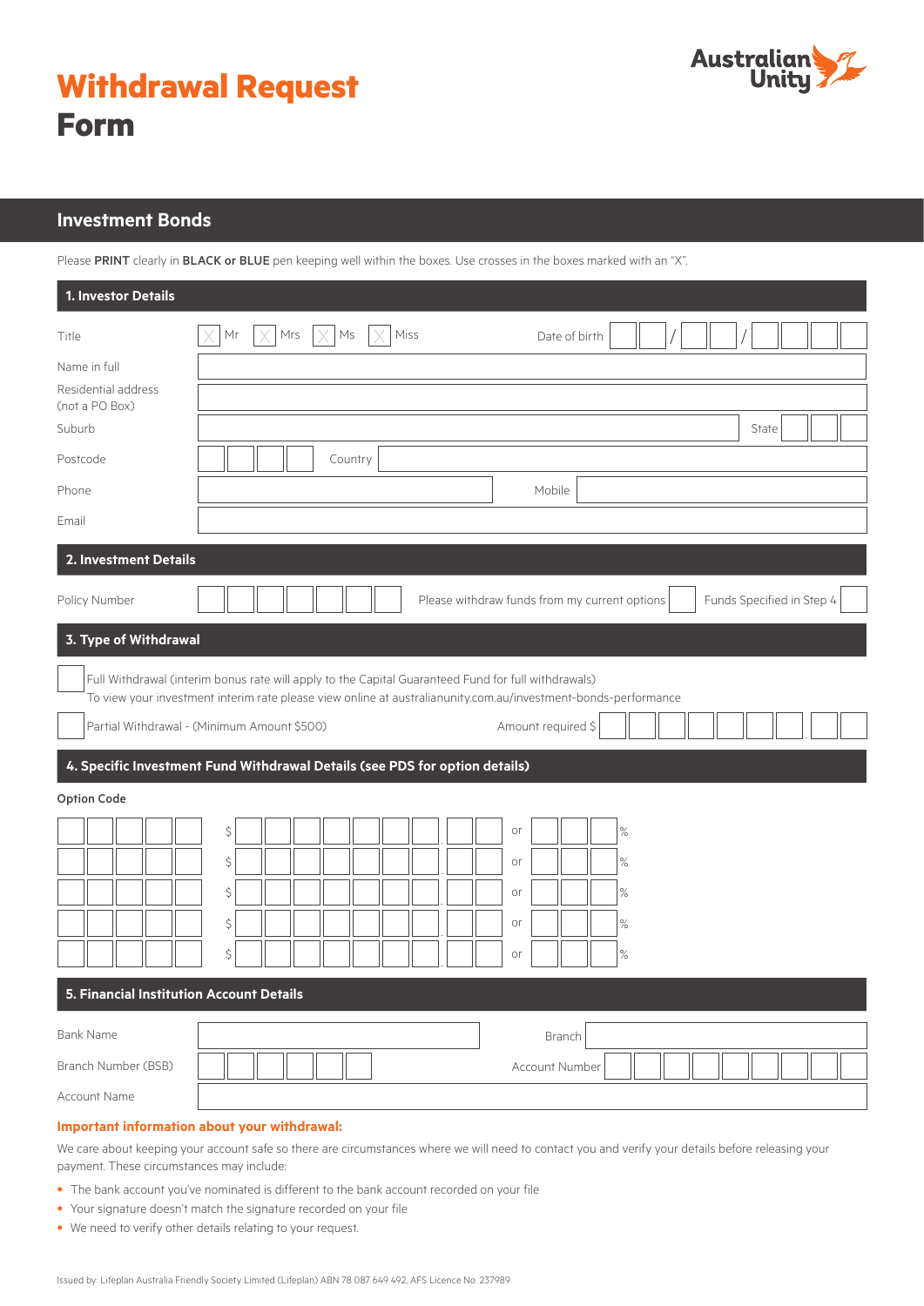# Withdrawal Request Form

Australian Unity

## Investment Bonds

Please **PRINT** clearly in **BLACK or BLUE** pen keeping well within the boxes. Use crosses in the boxes marked with an "X".

### 1. Investor Details

Title ☐ Mr ☐ Mrs ☐ Ms ☐ Miss  Date of birth __ __ / __ __ / __ __ __ __

Name in full

Residential address (not a PO Box)

Suburb  State

Postcode  Country

Phone  Mobile

Email

### 2. Investment Details

Policy Number  Please withdraw funds from my current options ☐  Funds Specified in Step 4 ☐

### 3. Type of Withdrawal

☐ Full Withdrawal (interim bonus rate will apply to the Capital Guaranteed Fund for full withdrawals)
To view your investment interim rate please view online at australianunity.com.au/investment-bonds-performance

☐ Partial Withdrawal - (Minimum Amount $500)  Amount required $

### 4. Specific Investment Fund Withdrawal Details (see PDS for option details)

**Option Code**

| Option Code | $ | or | % |
|---|---|---|---|
| | $ | or | % |
| | $ | or | % |
| | $ | or | % |
| | $ | or | % |
| | $ | or | % |

### 5. Financial Institution Account Details

Bank Name  Branch

Branch Number (BSB)  Account Number

Account Name

**Important information about your withdrawal:**

We care about keeping your account safe so there are circumstances where we will need to contact you and verify your details before releasing your payment. These circumstances may include:

- The bank account you've nominated is different to the bank account recorded on your file
- Your signature doesn't match the signature recorded on your file
- We need to verify other details relating to your request.

Issued by: Lifeplan Australia Friendly Society Limited (Lifeplan) ABN 78 087 649 492, AFS Licence No. 237989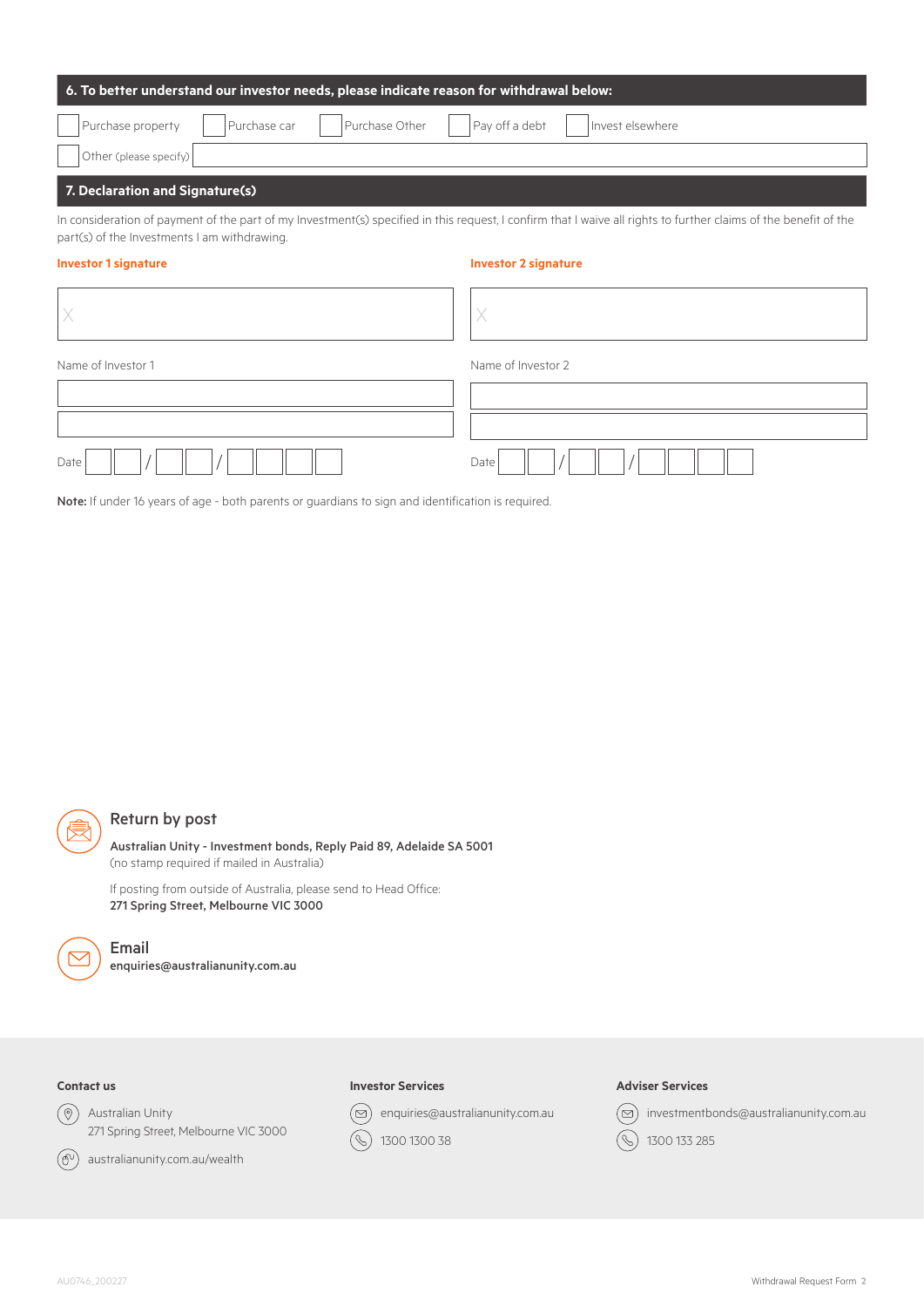## 6. To better understand our investor needs, please indicate reason for withdrawal below:

☐ Purchase property ☐ Purchase car ☐ Purchase Other ☐ Pay off a debt ☐ Invest elsewhere

☐ Other (please specify) ____________________

## 7. Declaration and Signature(s)

In consideration of payment of the part of my Investment(s) specified in this request, I confirm that I waive all rights to further claims of the benefit of the part(s) of the Investments I am withdrawing.

**Investor 1 signature**

X

Name of Investor 1

____________________

____________________

Date __ __ / __ __ / __ __ __ __

**Investor 2 signature**

X

Name of Investor 2

____________________

____________________

Date __ __ / __ __ / __ __ __ __

**Note:** If under 16 years of age - both parents or guardians to sign and identification is required.

### Return by post

**Australian Unity - Investment bonds, Reply Paid 89, Adelaide SA 5001**
(no stamp required if mailed in Australia)

If posting from outside of Australia, please send to Head Office:
**271 Spring Street, Melbourne VIC 3000**

### Email

**enquiries@australianunity.com.au**

**Contact us**

Australian Unity
271 Spring Street, Melbourne VIC 3000

australianunity.com.au/wealth

**Investor Services**

enquiries@australianunity.com.au

1300 1300 38

**Adviser Services**

investmentbonds@australianunity.com.au

1300 133 285

AU0746_200227

Withdrawal Request Form